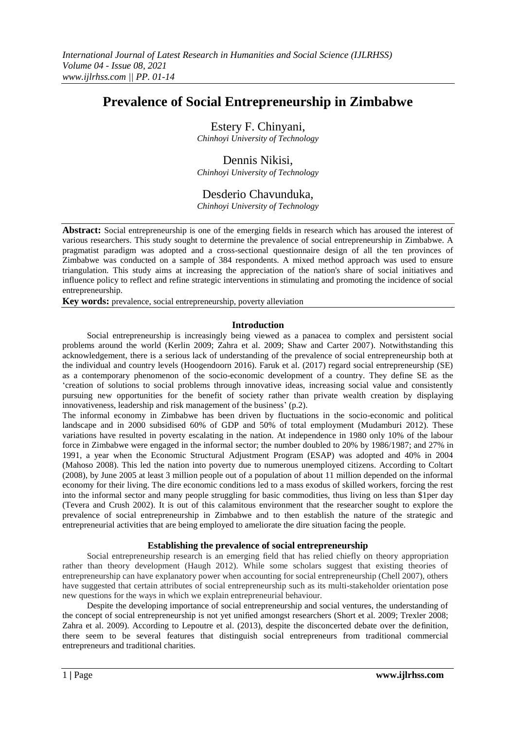# Prevalence of Social Entrepreneurship in Zimbabwe

Estery F. Chinyani,
*Chinhoyi University of Technology*

Dennis Nikisi,
*Chinhoyi University of Technology*

Desderio Chavunduka,
*Chinhoyi University of Technology*

**Abstract:** Social entrepreneurship is one of the emerging fields in research which has aroused the interest of various researchers. This study sought to determine the prevalence of social entrepreneurship in Zimbabwe. A pragmatist paradigm was adopted and a cross-sectional questionnaire design of all the ten provinces of Zimbabwe was conducted on a sample of 384 respondents. A mixed method approach was used to ensure triangulation. This study aims at increasing the appreciation of the nation's share of social initiatives and influence policy to reflect and refine strategic interventions in stimulating and promoting the incidence of social entrepreneurship.

**Key words:** prevalence, social entrepreneurship, poverty alleviation

## Introduction

Social entrepreneurship is increasingly being viewed as a panacea to complex and persistent social problems around the world (Kerlin 2009; Zahra et al. 2009; Shaw and Carter 2007). Notwithstanding this acknowledgement, there is a serious lack of understanding of the prevalence of social entrepreneurship both at the individual and country levels (Hoogendoorn 2016). Faruk et al. (2017) regard social entrepreneurship (SE) as a contemporary phenomenon of the socio-economic development of a country. They define SE as the 'creation of solutions to social problems through innovative ideas, increasing social value and consistently pursuing new opportunities for the benefit of society rather than private wealth creation by displaying innovativeness, leadership and risk management of the business' (p.2).

The informal economy in Zimbabwe has been driven by fluctuations in the socio-economic and political landscape and in 2000 subsidised 60% of GDP and 50% of total employment (Mudamburi 2012). These variations have resulted in poverty escalating in the nation. At independence in 1980 only 10% of the labour force in Zimbabwe were engaged in the informal sector; the number doubled to 20% by 1986/1987; and 27% in 1991, a year when the Economic Structural Adjustment Program (ESAP) was adopted and 40% in 2004 (Mahoso 2008). This led the nation into poverty due to numerous unemployed citizens. According to Coltart (2008), by June 2005 at least 3 million people out of a population of about 11 million depended on the informal economy for their living. The dire economic conditions led to a mass exodus of skilled workers, forcing the rest into the informal sector and many people struggling for basic commodities, thus living on less than \$1per day (Tevera and Crush 2002). It is out of this calamitous environment that the researcher sought to explore the prevalence of social entrepreneurship in Zimbabwe and to then establish the nature of the strategic and entrepreneurial activities that are being employed to ameliorate the dire situation facing the people.

## Establishing the prevalence of social entrepreneurship

Social entrepreneurship research is an emerging field that has relied chiefly on theory appropriation rather than theory development (Haugh 2012). While some scholars suggest that existing theories of entrepreneurship can have explanatory power when accounting for social entrepreneurship (Chell 2007), others have suggested that certain attributes of social entrepreneurship such as its multi-stakeholder orientation pose new questions for the ways in which we explain entrepreneurial behaviour.

Despite the developing importance of social entrepreneurship and social ventures, the understanding of the concept of social entrepreneurship is not yet unified amongst researchers (Short et al. 2009; Trexler 2008; Zahra et al. 2009). According to Lepoutre et al. (2013), despite the disconcerted debate over the definition, there seem to be several features that distinguish social entrepreneurs from traditional commercial entrepreneurs and traditional charities.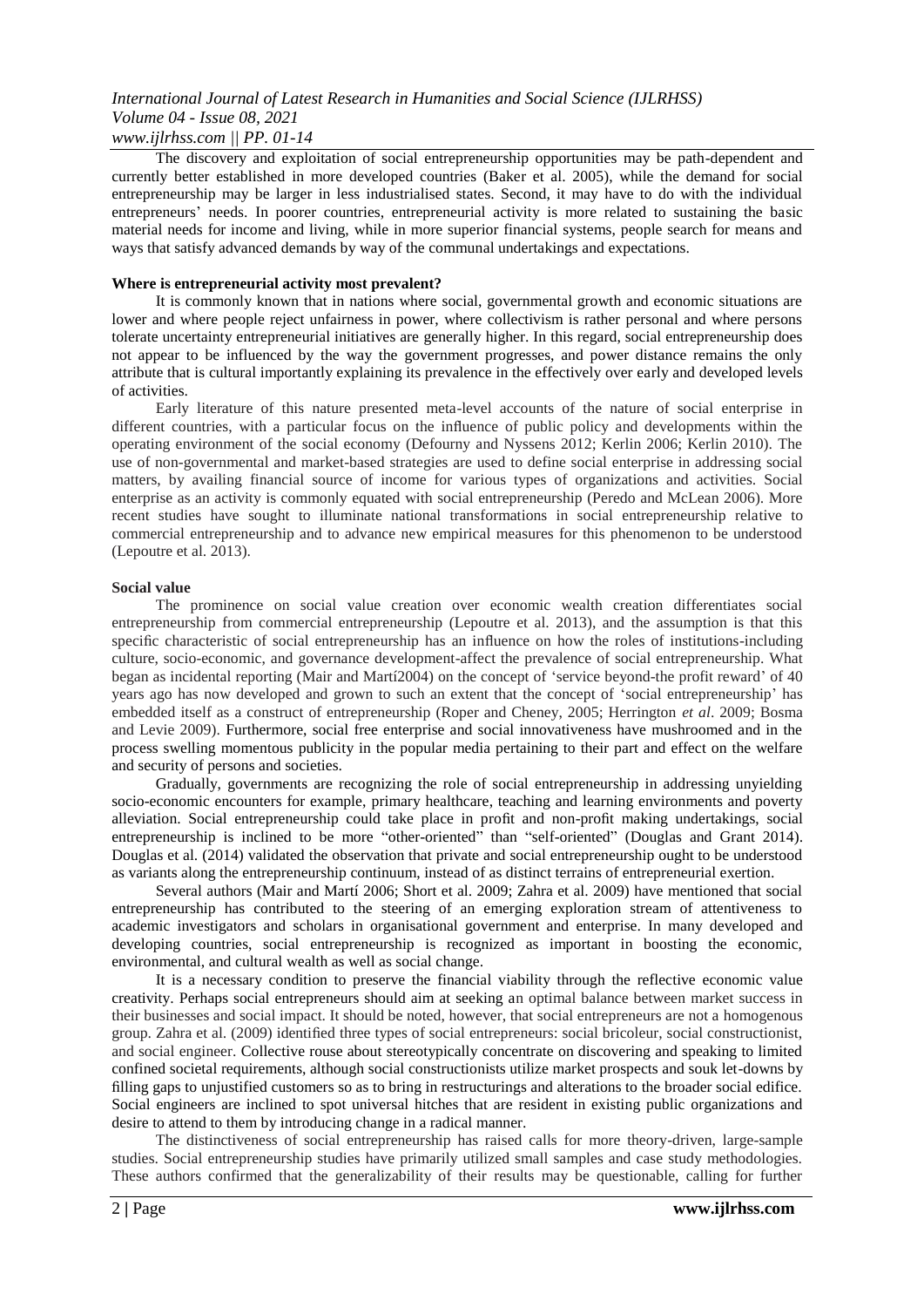The discovery and exploitation of social entrepreneurship opportunities may be path-dependent and currently better established in more developed countries (Baker et al. 2005), while the demand for social entrepreneurship may be larger in less industrialised states. Second, it may have to do with the individual entrepreneurs' needs. In poorer countries, entrepreneurial activity is more related to sustaining the basic material needs for income and living, while in more superior financial systems, people search for means and ways that satisfy advanced demands by way of the communal undertakings and expectations.

**Where is entrepreneurial activity most prevalent?**

It is commonly known that in nations where social, governmental growth and economic situations are lower and where people reject unfairness in power, where collectivism is rather personal and where persons tolerate uncertainty entrepreneurial initiatives are generally higher. In this regard, social entrepreneurship does not appear to be influenced by the way the government progresses, and power distance remains the only attribute that is cultural importantly explaining its prevalence in the effectively over early and developed levels of activities.

Early literature of this nature presented meta-level accounts of the nature of social enterprise in different countries, with a particular focus on the influence of public policy and developments within the operating environment of the social economy (Defourny and Nyssens 2012; Kerlin 2006; Kerlin 2010). The use of non-governmental and market-based strategies are used to define social enterprise in addressing social matters, by availing financial source of income for various types of organizations and activities. Social enterprise as an activity is commonly equated with social entrepreneurship (Peredo and McLean 2006). More recent studies have sought to illuminate national transformations in social entrepreneurship relative to commercial entrepreneurship and to advance new empirical measures for this phenomenon to be understood (Lepoutre et al. 2013).

**Social value**

The prominence on social value creation over economic wealth creation differentiates social entrepreneurship from commercial entrepreneurship (Lepoutre et al. 2013), and the assumption is that this specific characteristic of social entrepreneurship has an influence on how the roles of institutions-including culture, socio-economic, and governance development-affect the prevalence of social entrepreneurship. What began as incidental reporting (Mair and Martí2004) on the concept of 'service beyond-the profit reward' of 40 years ago has now developed and grown to such an extent that the concept of 'social entrepreneurship' has embedded itself as a construct of entrepreneurship (Roper and Cheney, 2005; Herrington *et al*. 2009; Bosma and Levie 2009). Furthermore, social free enterprise and social innovativeness have mushroomed and in the process swelling momentous publicity in the popular media pertaining to their part and effect on the welfare and security of persons and societies.

Gradually, governments are recognizing the role of social entrepreneurship in addressing unyielding socio-economic encounters for example, primary healthcare, teaching and learning environments and poverty alleviation. Social entrepreneurship could take place in profit and non-profit making undertakings, social entrepreneurship is inclined to be more "other-oriented" than "self-oriented" (Douglas and Grant 2014). Douglas et al. (2014) validated the observation that private and social entrepreneurship ought to be understood as variants along the entrepreneurship continuum, instead of as distinct terrains of entrepreneurial exertion.

Several authors (Mair and Martí 2006; Short et al. 2009; Zahra et al. 2009) have mentioned that social entrepreneurship has contributed to the steering of an emerging exploration stream of attentiveness to academic investigators and scholars in organisational government and enterprise. In many developed and developing countries, social entrepreneurship is recognized as important in boosting the economic, environmental, and cultural wealth as well as social change.

It is a necessary condition to preserve the financial viability through the reflective economic value creativity. Perhaps social entrepreneurs should aim at seeking an optimal balance between market success in their businesses and social impact. It should be noted, however, that social entrepreneurs are not a homogenous group. Zahra et al. (2009) identified three types of social entrepreneurs: social bricoleur, social constructionist, and social engineer. Collective rouse about stereotypically concentrate on discovering and speaking to limited confined societal requirements, although social constructionists utilize market prospects and souk let-downs by filling gaps to unjustified customers so as to bring in restructurings and alterations to the broader social edifice. Social engineers are inclined to spot universal hitches that are resident in existing public organizations and desire to attend to them by introducing change in a radical manner.

The distinctiveness of social entrepreneurship has raised calls for more theory-driven, large-sample studies. Social entrepreneurship studies have primarily utilized small samples and case study methodologies. These authors confirmed that the generalizability of their results may be questionable, calling for further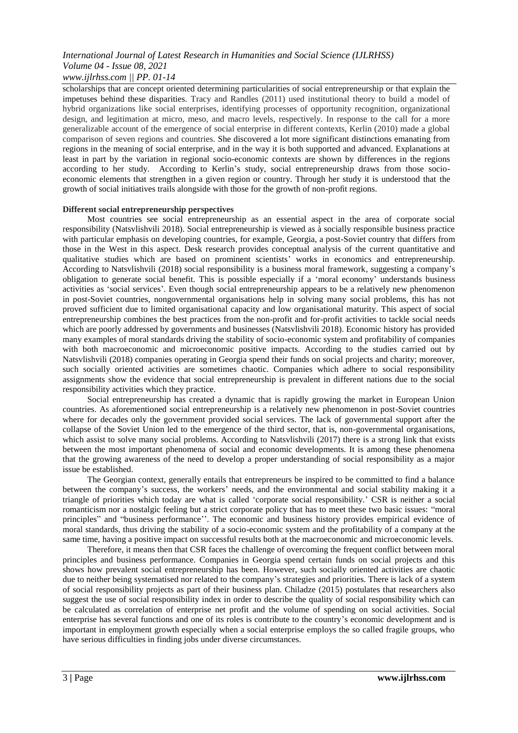scholarships that are concept oriented determining particularities of social entrepreneurship or that explain the impetuses behind these disparities. Tracy and Randles (2011) used institutional theory to build a model of hybrid organizations like social enterprises, identifying processes of opportunity recognition, organizational design, and legitimation at micro, meso, and macro levels, respectively. In response to the call for a more generalizable account of the emergence of social enterprise in different contexts, Kerlin (2010) made a global comparison of seven regions and countries. She discovered a lot more significant distinctions emanating from regions in the meaning of social enterprise, and in the way it is both supported and advanced. Explanations at least in part by the variation in regional socio-economic contexts are shown by differences in the regions according to her study. According to Kerlin's study, social entrepreneurship draws from those socio-economic elements that strengthen in a given region or country. Through her study it is understood that the growth of social initiatives trails alongside with those for the growth of non-profit regions.

**Different social entrepreneurship perspectives**

Most countries see social entrepreneurship as an essential aspect in the area of corporate social responsibility (Natsvlishvili 2018). Social entrepreneurship is viewed as à socially responsible business practice with particular emphasis on developing countries, for example, Georgia, a post-Soviet country that differs from those in the West in this aspect. Desk research provides conceptual analysis of the current quantitative and qualitative studies which are based on prominent scientists' works in economics and entrepreneurship. According to Natsvlishvili (2018) social responsibility is a business moral framework, suggesting a company's obligation to generate social benefit. This is possible especially if a 'moral economy' understands business activities as 'social services'. Even though social entrepreneurship appears to be a relatively new phenomenon in post-Soviet countries, nongovernmental organisations help in solving many social problems, this has not proved sufficient due to limited organisational capacity and low organisational maturity. This aspect of social entrepreneurship combines the best practices from the non-profit and for-profit activities to tackle social needs which are poorly addressed by governments and businesses (Natsvlishvili 2018). Economic history has provided many examples of moral standards driving the stability of socio-economic system and profitability of companies with both macroeconomic and microeconomic positive impacts. According to the studies carried out by Natsvlishvili (2018) companies operating in Georgia spend their funds on social projects and charity; moreover, such socially oriented activities are sometimes chaotic. Companies which adhere to social responsibility assignments show the evidence that social entrepreneurship is prevalent in different nations due to the social responsibility activities which they practice.

Social entrepreneurship has created a dynamic that is rapidly growing the market in European Union countries. As aforementioned social entrepreneurship is a relatively new phenomenon in post-Soviet countries where for decades only the government provided social services. The lack of governmental support after the collapse of the Soviet Union led to the emergence of the third sector, that is, non-governmental organisations, which assist to solve many social problems. According to Natsvlishvili (2017) there is a strong link that exists between the most important phenomena of social and economic developments. It is among these phenomena that the growing awareness of the need to develop a proper understanding of social responsibility as a major issue be established.

The Georgian context, generally entails that entrepreneurs be inspired to be committed to find a balance between the company's success, the workers' needs, and the environmental and social stability making it a triangle of priorities which today are what is called 'corporate social responsibility.' CSR is neither a social romanticism nor a nostalgic feeling but a strict corporate policy that has to meet these two basic issues: "moral principles" and "business performance''. The economic and business history provides empirical evidence of moral standards, thus driving the stability of a socio-economic system and the profitability of a company at the same time, having a positive impact on successful results both at the macroeconomic and microeconomic levels.

Therefore, it means then that CSR faces the challenge of overcoming the frequent conflict between moral principles and business performance. Companies in Georgia spend certain funds on social projects and this shows how prevalent social entrepreneurship has been. However, such socially oriented activities are chaotic due to neither being systematised nor related to the company's strategies and priorities. There is lack of a system of social responsibility projects as part of their business plan. Chiladze (2015) postulates that researchers also suggest the use of social responsibility index in order to describe the quality of social responsibility which can be calculated as correlation of enterprise net profit and the volume of spending on social activities. Social enterprise has several functions and one of its roles is contribute to the country's economic development and is important in employment growth especially when a social enterprise employs the so called fragile groups, who have serious difficulties in finding jobs under diverse circumstances.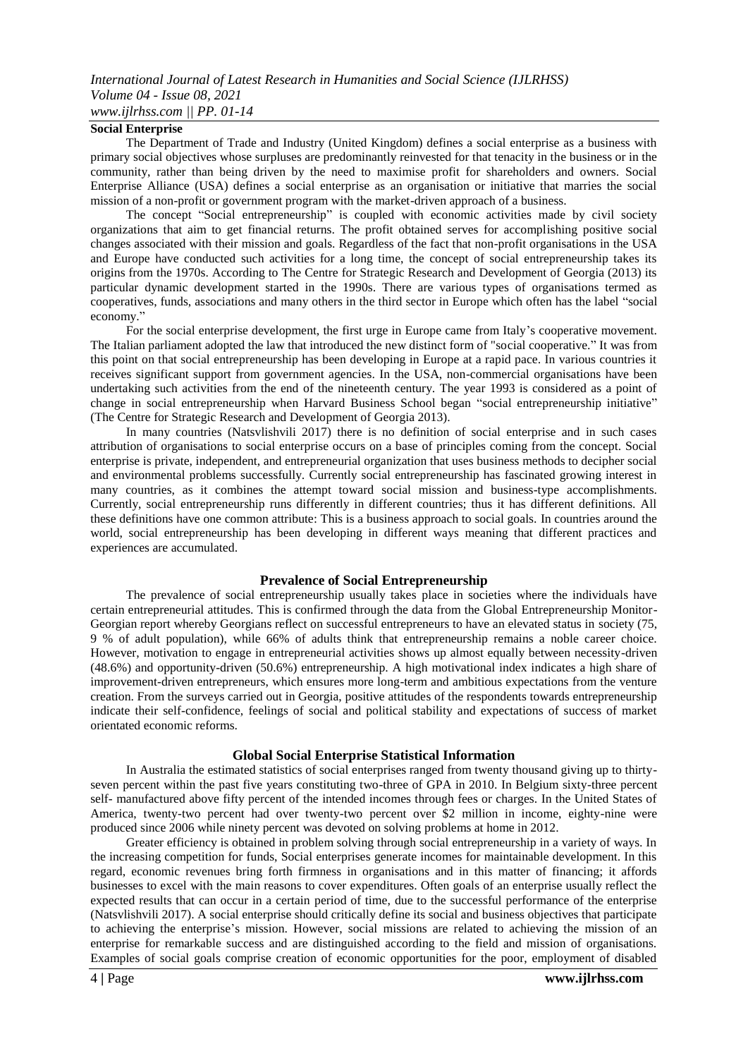## Social Enterprise

The Department of Trade and Industry (United Kingdom) defines a social enterprise as a business with primary social objectives whose surpluses are predominantly reinvested for that tenacity in the business or in the community, rather than being driven by the need to maximise profit for shareholders and owners. Social Enterprise Alliance (USA) defines a social enterprise as an organisation or initiative that marries the social mission of a non-profit or government program with the market-driven approach of a business.

The concept "Social entrepreneurship" is coupled with economic activities made by civil society organizations that aim to get financial returns. The profit obtained serves for accomplishing positive social changes associated with their mission and goals. Regardless of the fact that non-profit organisations in the USA and Europe have conducted such activities for a long time, the concept of social entrepreneurship takes its origins from the 1970s. According to The Centre for Strategic Research and Development of Georgia (2013) its particular dynamic development started in the 1990s. There are various types of organisations termed as cooperatives, funds, associations and many others in the third sector in Europe which often has the label "social economy."

For the social enterprise development, the first urge in Europe came from Italy's cooperative movement. The Italian parliament adopted the law that introduced the new distinct form of "social cooperative." It was from this point on that social entrepreneurship has been developing in Europe at a rapid pace. In various countries it receives significant support from government agencies. In the USA, non-commercial organisations have been undertaking such activities from the end of the nineteenth century. The year 1993 is considered as a point of change in social entrepreneurship when Harvard Business School began "social entrepreneurship initiative" (The Centre for Strategic Research and Development of Georgia 2013).

In many countries (Natsvlishvili 2017) there is no definition of social enterprise and in such cases attribution of organisations to social enterprise occurs on a base of principles coming from the concept. Social enterprise is private, independent, and entrepreneurial organization that uses business methods to decipher social and environmental problems successfully. Currently social entrepreneurship has fascinated growing interest in many countries, as it combines the attempt toward social mission and business-type accomplishments. Currently, social entrepreneurship runs differently in different countries; thus it has different definitions. All these definitions have one common attribute: This is a business approach to social goals. In countries around the world, social entrepreneurship has been developing in different ways meaning that different practices and experiences are accumulated.

## Prevalence of Social Entrepreneurship

The prevalence of social entrepreneurship usually takes place in societies where the individuals have certain entrepreneurial attitudes. This is confirmed through the data from the Global Entrepreneurship Monitor-Georgian report whereby Georgians reflect on successful entrepreneurs to have an elevated status in society (75, 9 % of adult population), while 66% of adults think that entrepreneurship remains a noble career choice. However, motivation to engage in entrepreneurial activities shows up almost equally between necessity-driven (48.6%) and opportunity-driven (50.6%) entrepreneurship. A high motivational index indicates a high share of improvement-driven entrepreneurs, which ensures more long-term and ambitious expectations from the venture creation. From the surveys carried out in Georgia, positive attitudes of the respondents towards entrepreneurship indicate their self-confidence, feelings of social and political stability and expectations of success of market orientated economic reforms.

## Global Social Enterprise Statistical Information

In Australia the estimated statistics of social enterprises ranged from twenty thousand giving up to thirty-seven percent within the past five years constituting two-three of GPA in 2010. In Belgium sixty-three percent self- manufactured above fifty percent of the intended incomes through fees or charges. In the United States of America, twenty-two percent had over twenty-two percent over $2 million in income, eighty-nine were produced since 2006 while ninety percent was devoted on solving problems at home in 2012.

Greater efficiency is obtained in problem solving through social entrepreneurship in a variety of ways. In the increasing competition for funds, Social enterprises generate incomes for maintainable development. In this regard, economic revenues bring forth firmness in organisations and in this matter of financing; it affords businesses to excel with the main reasons to cover expenditures. Often goals of an enterprise usually reflect the expected results that can occur in a certain period of time, due to the successful performance of the enterprise (Natsvlishvili 2017). A social enterprise should critically define its social and business objectives that participate to achieving the enterprise's mission. However, social missions are related to achieving the mission of an enterprise for remarkable success and are distinguished according to the field and mission of organisations. Examples of social goals comprise creation of economic opportunities for the poor, employment of disabled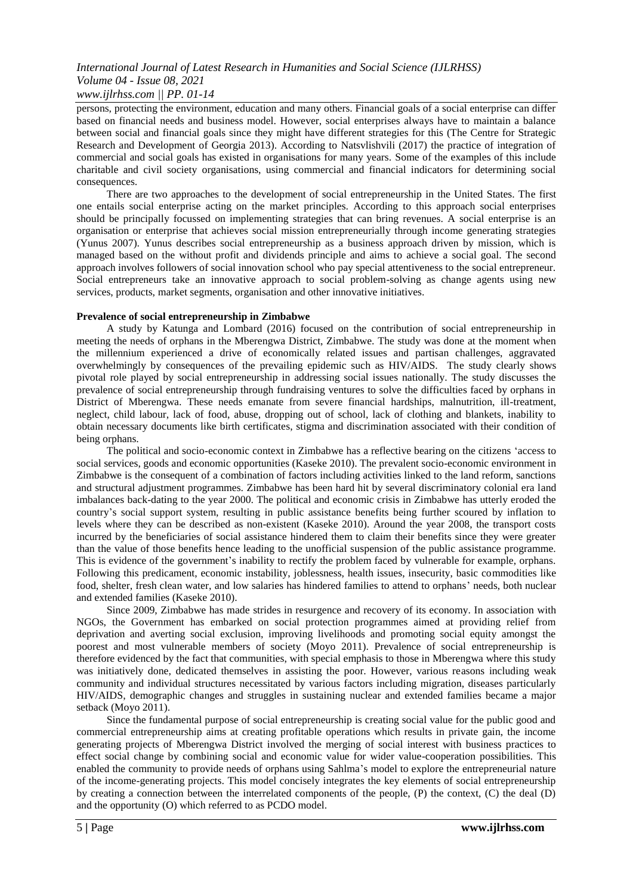persons, protecting the environment, education and many others. Financial goals of a social enterprise can differ based on financial needs and business model. However, social enterprises always have to maintain a balance between social and financial goals since they might have different strategies for this (The Centre for Strategic Research and Development of Georgia 2013). According to Natsvlishvili (2017) the practice of integration of commercial and social goals has existed in organisations for many years. Some of the examples of this include charitable and civil society organisations, using commercial and financial indicators for determining social consequences.

There are two approaches to the development of social entrepreneurship in the United States. The first one entails social enterprise acting on the market principles. According to this approach social enterprises should be principally focussed on implementing strategies that can bring revenues. A social enterprise is an organisation or enterprise that achieves social mission entrepreneurially through income generating strategies (Yunus 2007). Yunus describes social entrepreneurship as a business approach driven by mission, which is managed based on the without profit and dividends principle and aims to achieve a social goal. The second approach involves followers of social innovation school who pay special attentiveness to the social entrepreneur. Social entrepreneurs take an innovative approach to social problem-solving as change agents using new services, products, market segments, organisation and other innovative initiatives.

**Prevalence of social entrepreneurship in Zimbabwe**

A study by Katunga and Lombard (2016) focused on the contribution of social entrepreneurship in meeting the needs of orphans in the Mberengwa District, Zimbabwe. The study was done at the moment when the millennium experienced a drive of economically related issues and partisan challenges, aggravated overwhelmingly by consequences of the prevailing epidemic such as HIV/AIDS. The study clearly shows pivotal role played by social entrepreneurship in addressing social issues nationally. The study discusses the prevalence of social entrepreneurship through fundraising ventures to solve the difficulties faced by orphans in District of Mberengwa. These needs emanate from severe financial hardships, malnutrition, ill-treatment, neglect, child labour, lack of food, abuse, dropping out of school, lack of clothing and blankets, inability to obtain necessary documents like birth certificates, stigma and discrimination associated with their condition of being orphans.

The political and socio-economic context in Zimbabwe has a reflective bearing on the citizens 'access to social services, goods and economic opportunities (Kaseke 2010). The prevalent socio-economic environment in Zimbabwe is the consequent of a combination of factors including activities linked to the land reform, sanctions and structural adjustment programmes. Zimbabwe has been hard hit by several discriminatory colonial era land imbalances back-dating to the year 2000. The political and economic crisis in Zimbabwe has utterly eroded the country's social support system, resulting in public assistance benefits being further scoured by inflation to levels where they can be described as non-existent (Kaseke 2010). Around the year 2008, the transport costs incurred by the beneficiaries of social assistance hindered them to claim their benefits since they were greater than the value of those benefits hence leading to the unofficial suspension of the public assistance programme. This is evidence of the government's inability to rectify the problem faced by vulnerable for example, orphans. Following this predicament, economic instability, joblessness, health issues, insecurity, basic commodities like food, shelter, fresh clean water, and low salaries has hindered families to attend to orphans' needs, both nuclear and extended families (Kaseke 2010).

Since 2009, Zimbabwe has made strides in resurgence and recovery of its economy. In association with NGOs, the Government has embarked on social protection programmes aimed at providing relief from deprivation and averting social exclusion, improving livelihoods and promoting social equity amongst the poorest and most vulnerable members of society (Moyo 2011). Prevalence of social entrepreneurship is therefore evidenced by the fact that communities, with special emphasis to those in Mberengwa where this study was initiatively done, dedicated themselves in assisting the poor. However, various reasons including weak community and individual structures necessitated by various factors including migration, diseases particularly HIV/AIDS, demographic changes and struggles in sustaining nuclear and extended families became a major setback (Moyo 2011).

Since the fundamental purpose of social entrepreneurship is creating social value for the public good and commercial entrepreneurship aims at creating profitable operations which results in private gain, the income generating projects of Mberengwa District involved the merging of social interest with business practices to effect social change by combining social and economic value for wider value-cooperation possibilities. This enabled the community to provide needs of orphans using Sahlma's model to explore the entrepreneurial nature of the income-generating projects. This model concisely integrates the key elements of social entrepreneurship by creating a connection between the interrelated components of the people, (P) the context, (C) the deal (D) and the opportunity (O) which referred to as PCDO model.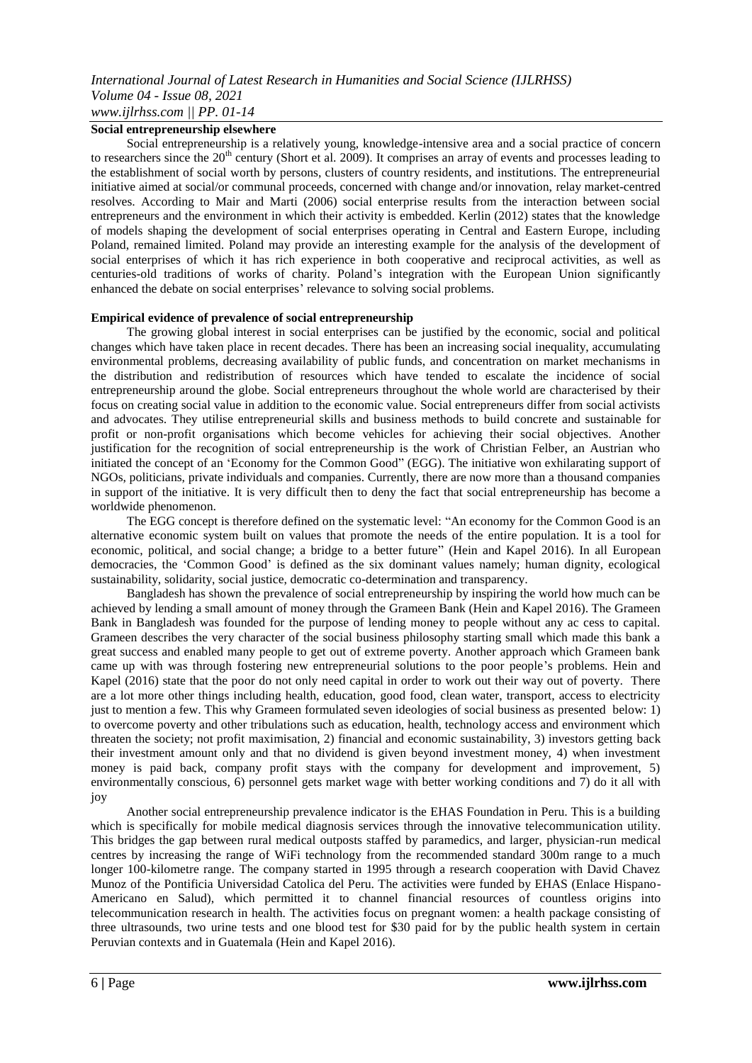## Social entrepreneurship elsewhere

Social entrepreneurship is a relatively young, knowledge-intensive area and a social practice of concern to researchers since the 20th century (Short et al. 2009). It comprises an array of events and processes leading to the establishment of social worth by persons, clusters of country residents, and institutions. The entrepreneurial initiative aimed at social/or communal proceeds, concerned with change and/or innovation, relay market-centred resolves. According to Mair and Marti (2006) social enterprise results from the interaction between social entrepreneurs and the environment in which their activity is embedded. Kerlin (2012) states that the knowledge of models shaping the development of social enterprises operating in Central and Eastern Europe, including Poland, remained limited. Poland may provide an interesting example for the analysis of the development of social enterprises of which it has rich experience in both cooperative and reciprocal activities, as well as centuries-old traditions of works of charity. Poland's integration with the European Union significantly enhanced the debate on social enterprises' relevance to solving social problems.

## Empirical evidence of prevalence of social entrepreneurship

The growing global interest in social enterprises can be justified by the economic, social and political changes which have taken place in recent decades. There has been an increasing social inequality, accumulating environmental problems, decreasing availability of public funds, and concentration on market mechanisms in the distribution and redistribution of resources which have tended to escalate the incidence of social entrepreneurship around the globe. Social entrepreneurs throughout the whole world are characterised by their focus on creating social value in addition to the economic value. Social entrepreneurs differ from social activists and advocates. They utilise entrepreneurial skills and business methods to build concrete and sustainable for profit or non-profit organisations which become vehicles for achieving their social objectives. Another justification for the recognition of social entrepreneurship is the work of Christian Felber, an Austrian who initiated the concept of an 'Economy for the Common Good" (EGG). The initiative won exhilarating support of NGOs, politicians, private individuals and companies. Currently, there are now more than a thousand companies in support of the initiative. It is very difficult then to deny the fact that social entrepreneurship has become a worldwide phenomenon.

The EGG concept is therefore defined on the systematic level: "An economy for the Common Good is an alternative economic system built on values that promote the needs of the entire population. It is a tool for economic, political, and social change; a bridge to a better future" (Hein and Kapel 2016). In all European democracies, the 'Common Good' is defined as the six dominant values namely; human dignity, ecological sustainability, solidarity, social justice, democratic co-determination and transparency.

Bangladesh has shown the prevalence of social entrepreneurship by inspiring the world how much can be achieved by lending a small amount of money through the Grameen Bank (Hein and Kapel 2016). The Grameen Bank in Bangladesh was founded for the purpose of lending money to people without any ac cess to capital. Grameen describes the very character of the social business philosophy starting small which made this bank a great success and enabled many people to get out of extreme poverty. Another approach which Grameen bank came up with was through fostering new entrepreneurial solutions to the poor people's problems. Hein and Kapel (2016) state that the poor do not only need capital in order to work out their way out of poverty. There are a lot more other things including health, education, good food, clean water, transport, access to electricity just to mention a few. This why Grameen formulated seven ideologies of social business as presented below: 1) to overcome poverty and other tribulations such as education, health, technology access and environment which threaten the society; not profit maximisation, 2) financial and economic sustainability, 3) investors getting back their investment amount only and that no dividend is given beyond investment money, 4) when investment money is paid back, company profit stays with the company for development and improvement, 5) environmentally conscious, 6) personnel gets market wage with better working conditions and 7) do it all with joy

Another social entrepreneurship prevalence indicator is the EHAS Foundation in Peru. This is a building which is specifically for mobile medical diagnosis services through the innovative telecommunication utility. This bridges the gap between rural medical outposts staffed by paramedics, and larger, physician-run medical centres by increasing the range of WiFi technology from the recommended standard 300m range to a much longer 100-kilometre range. The company started in 1995 through a research cooperation with David Chavez Munoz of the Pontificia Universidad Catolica del Peru. The activities were funded by EHAS (Enlace Hispano-Americano en Salud), which permitted it to channel financial resources of countless origins into telecommunication research in health. The activities focus on pregnant women: a health package consisting of three ultrasounds, two urine tests and one blood test for $30 paid for by the public health system in certain Peruvian contexts and in Guatemala (Hein and Kapel 2016).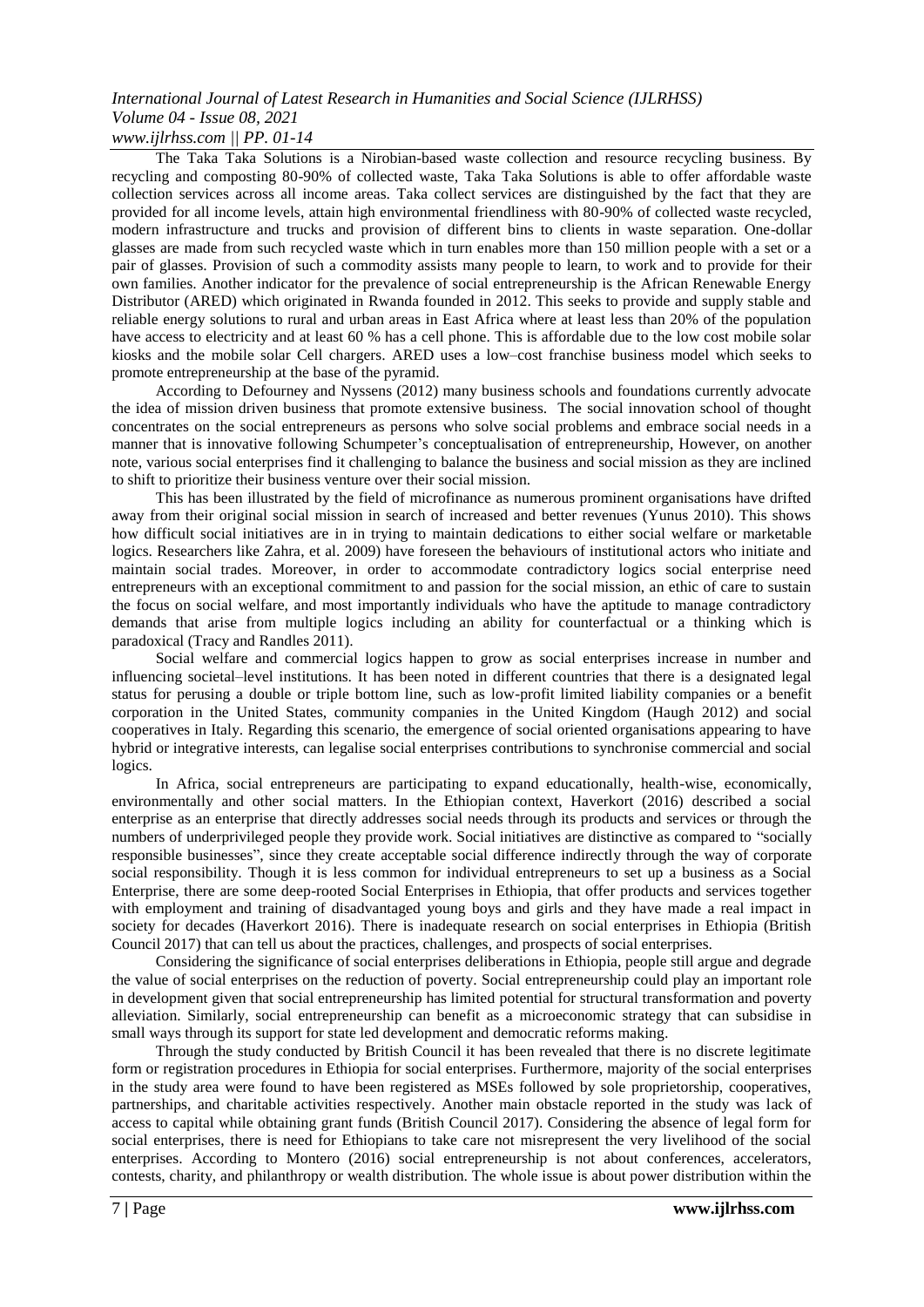The Taka Taka Solutions is a Nirobian-based waste collection and resource recycling business. By recycling and composting 80-90% of collected waste, Taka Taka Solutions is able to offer affordable waste collection services across all income areas. Taka collect services are distinguished by the fact that they are provided for all income levels, attain high environmental friendliness with 80-90% of collected waste recycled, modern infrastructure and trucks and provision of different bins to clients in waste separation. One-dollar glasses are made from such recycled waste which in turn enables more than 150 million people with a set or a pair of glasses. Provision of such a commodity assists many people to learn, to work and to provide for their own families. Another indicator for the prevalence of social entrepreneurship is the African Renewable Energy Distributor (ARED) which originated in Rwanda founded in 2012. This seeks to provide and supply stable and reliable energy solutions to rural and urban areas in East Africa where at least less than 20% of the population have access to electricity and at least 60 % has a cell phone. This is affordable due to the low cost mobile solar kiosks and the mobile solar Cell chargers. ARED uses a low–cost franchise business model which seeks to promote entrepreneurship at the base of the pyramid.

According to Defourney and Nyssens (2012) many business schools and foundations currently advocate the idea of mission driven business that promote extensive business. The social innovation school of thought concentrates on the social entrepreneurs as persons who solve social problems and embrace social needs in a manner that is innovative following Schumpeter's conceptualisation of entrepreneurship, However, on another note, various social enterprises find it challenging to balance the business and social mission as they are inclined to shift to prioritize their business venture over their social mission.

This has been illustrated by the field of microfinance as numerous prominent organisations have drifted away from their original social mission in search of increased and better revenues (Yunus 2010). This shows how difficult social initiatives are in in trying to maintain dedications to either social welfare or marketable logics. Researchers like Zahra, et al. 2009) have foreseen the behaviours of institutional actors who initiate and maintain social trades. Moreover, in order to accommodate contradictory logics social enterprise need entrepreneurs with an exceptional commitment to and passion for the social mission, an ethic of care to sustain the focus on social welfare, and most importantly individuals who have the aptitude to manage contradictory demands that arise from multiple logics including an ability for counterfactual or a thinking which is paradoxical (Tracy and Randles 2011).

Social welfare and commercial logics happen to grow as social enterprises increase in number and influencing societal–level institutions. It has been noted in different countries that there is a designated legal status for perusing a double or triple bottom line, such as low-profit limited liability companies or a benefit corporation in the United States, community companies in the United Kingdom (Haugh 2012) and social cooperatives in Italy. Regarding this scenario, the emergence of social oriented organisations appearing to have hybrid or integrative interests, can legalise social enterprises contributions to synchronise commercial and social logics.

In Africa, social entrepreneurs are participating to expand educationally, health-wise, economically, environmentally and other social matters. In the Ethiopian context, Haverkort (2016) described a social enterprise as an enterprise that directly addresses social needs through its products and services or through the numbers of underprivileged people they provide work. Social initiatives are distinctive as compared to "socially responsible businesses", since they create acceptable social difference indirectly through the way of corporate social responsibility. Though it is less common for individual entrepreneurs to set up a business as a Social Enterprise, there are some deep-rooted Social Enterprises in Ethiopia, that offer products and services together with employment and training of disadvantaged young boys and girls and they have made a real impact in society for decades (Haverkort 2016). There is inadequate research on social enterprises in Ethiopia (British Council 2017) that can tell us about the practices, challenges, and prospects of social enterprises.

Considering the significance of social enterprises deliberations in Ethiopia, people still argue and degrade the value of social enterprises on the reduction of poverty. Social entrepreneurship could play an important role in development given that social entrepreneurship has limited potential for structural transformation and poverty alleviation. Similarly, social entrepreneurship can benefit as a microeconomic strategy that can subsidise in small ways through its support for state led development and democratic reforms making.

Through the study conducted by British Council it has been revealed that there is no discrete legitimate form or registration procedures in Ethiopia for social enterprises. Furthermore, majority of the social enterprises in the study area were found to have been registered as MSEs followed by sole proprietorship, cooperatives, partnerships, and charitable activities respectively. Another main obstacle reported in the study was lack of access to capital while obtaining grant funds (British Council 2017). Considering the absence of legal form for social enterprises, there is need for Ethiopians to take care not misrepresent the very livelihood of the social enterprises. According to Montero (2016) social entrepreneurship is not about conferences, accelerators, contests, charity, and philanthropy or wealth distribution. The whole issue is about power distribution within the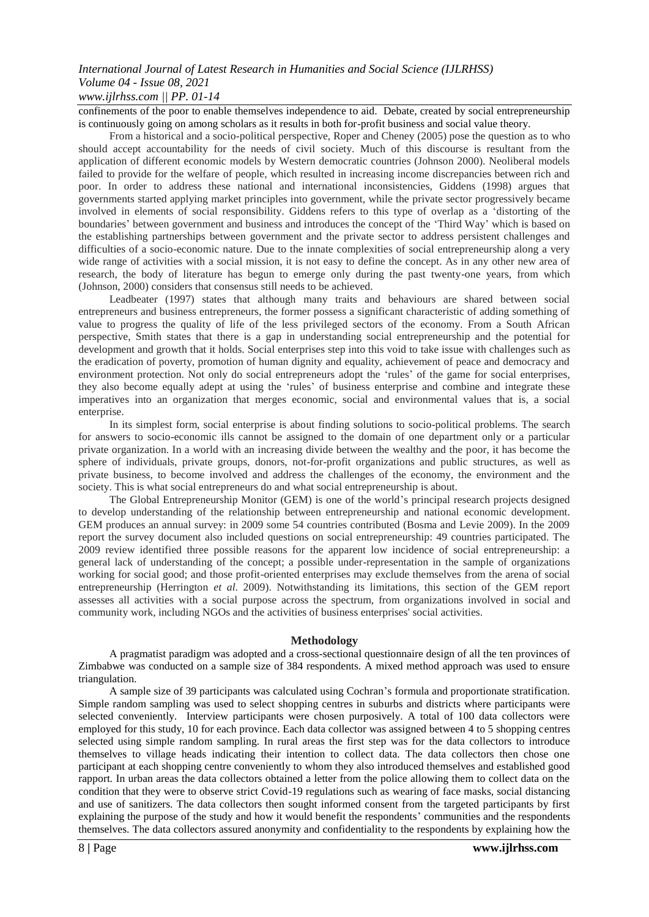confinements of the poor to enable themselves independence to aid. Debate, created by social entrepreneurship is continuously going on among scholars as it results in both for-profit business and social value theory.

From a historical and a socio-political perspective, Roper and Cheney (2005) pose the question as to who should accept accountability for the needs of civil society. Much of this discourse is resultant from the application of different economic models by Western democratic countries (Johnson 2000). Neoliberal models failed to provide for the welfare of people, which resulted in increasing income discrepancies between rich and poor. In order to address these national and international inconsistencies, Giddens (1998) argues that governments started applying market principles into government, while the private sector progressively became involved in elements of social responsibility. Giddens refers to this type of overlap as a 'distorting of the boundaries' between government and business and introduces the concept of the 'Third Way' which is based on the establishing partnerships between government and the private sector to address persistent challenges and difficulties of a socio-economic nature. Due to the innate complexities of social entrepreneurship along a very wide range of activities with a social mission, it is not easy to define the concept. As in any other new area of research, the body of literature has begun to emerge only during the past twenty-one years, from which (Johnson, 2000) considers that consensus still needs to be achieved.

Leadbeater (1997) states that although many traits and behaviours are shared between social entrepreneurs and business entrepreneurs, the former possess a significant characteristic of adding something of value to progress the quality of life of the less privileged sectors of the economy. From a South African perspective, Smith states that there is a gap in understanding social entrepreneurship and the potential for development and growth that it holds. Social enterprises step into this void to take issue with challenges such as the eradication of poverty, promotion of human dignity and equality, achievement of peace and democracy and environment protection. Not only do social entrepreneurs adopt the 'rules' of the game for social enterprises, they also become equally adept at using the 'rules' of business enterprise and combine and integrate these imperatives into an organization that merges economic, social and environmental values that is, a social enterprise.

In its simplest form, social enterprise is about finding solutions to socio-political problems. The search for answers to socio-economic ills cannot be assigned to the domain of one department only or a particular private organization. In a world with an increasing divide between the wealthy and the poor, it has become the sphere of individuals, private groups, donors, not-for-profit organizations and public structures, as well as private business, to become involved and address the challenges of the economy, the environment and the society. This is what social entrepreneurs do and what social entrepreneurship is about.

The Global Entrepreneurship Monitor (GEM) is one of the world's principal research projects designed to develop understanding of the relationship between entrepreneurship and national economic development. GEM produces an annual survey: in 2009 some 54 countries contributed (Bosma and Levie 2009). In the 2009 report the survey document also included questions on social entrepreneurship: 49 countries participated. The 2009 review identified three possible reasons for the apparent low incidence of social entrepreneurship: a general lack of understanding of the concept; a possible under-representation in the sample of organizations working for social good; and those profit-oriented enterprises may exclude themselves from the arena of social entrepreneurship (Herrington *et al.* 2009). Notwithstanding its limitations, this section of the GEM report assesses all activities with a social purpose across the spectrum, from organizations involved in social and community work, including NGOs and the activities of business enterprises' social activities.

## Methodology

A pragmatist paradigm was adopted and a cross-sectional questionnaire design of all the ten provinces of Zimbabwe was conducted on a sample size of 384 respondents. A mixed method approach was used to ensure triangulation.

A sample size of 39 participants was calculated using Cochran's formula and proportionate stratification. Simple random sampling was used to select shopping centres in suburbs and districts where participants were selected conveniently. Interview participants were chosen purposively. A total of 100 data collectors were employed for this study, 10 for each province. Each data collector was assigned between 4 to 5 shopping centres selected using simple random sampling. In rural areas the first step was for the data collectors to introduce themselves to village heads indicating their intention to collect data. The data collectors then chose one participant at each shopping centre conveniently to whom they also introduced themselves and established good rapport. In urban areas the data collectors obtained a letter from the police allowing them to collect data on the condition that they were to observe strict Covid-19 regulations such as wearing of face masks, social distancing and use of sanitizers. The data collectors then sought informed consent from the targeted participants by first explaining the purpose of the study and how it would benefit the respondents' communities and the respondents themselves. The data collectors assured anonymity and confidentiality to the respondents by explaining how the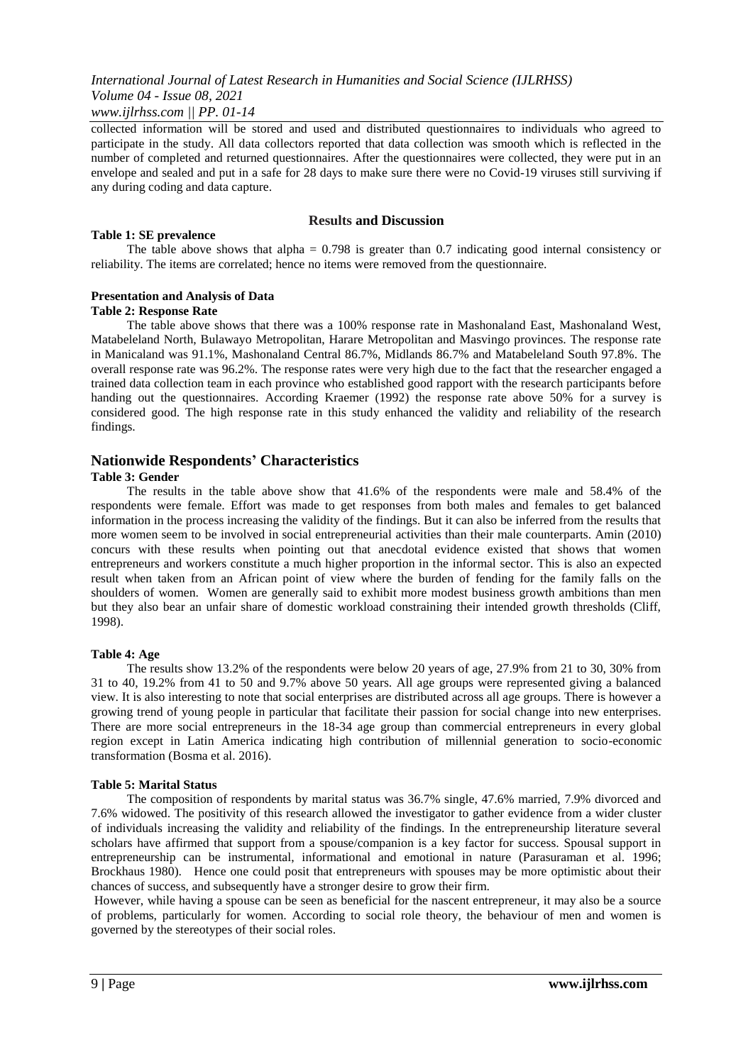collected information will be stored and used and distributed questionnaires to individuals who agreed to participate in the study. All data collectors reported that data collection was smooth which is reflected in the number of completed and returned questionnaires. After the questionnaires were collected, they were put in an envelope and sealed and put in a safe for 28 days to make sure there were no Covid-19 viruses still surviving if any during coding and data capture.

## Results and Discussion

**Table 1: SE prevalence**

The table above shows that alpha = 0.798 is greater than 0.7 indicating good internal consistency or reliability. The items are correlated; hence no items were removed from the questionnaire.

### Presentation and Analysis of Data

**Table 2: Response Rate**

The table above shows that there was a 100% response rate in Mashonaland East, Mashonaland West, Matabeleland North, Bulawayo Metropolitan, Harare Metropolitan and Masvingo provinces. The response rate in Manicaland was 91.1%, Mashonaland Central 86.7%, Midlands 86.7% and Matabeleland South 97.8%. The overall response rate was 96.2%. The response rates were very high due to the fact that the researcher engaged a trained data collection team in each province who established good rapport with the research participants before handing out the questionnaires. According Kraemer (1992) the response rate above 50% for a survey is considered good. The high response rate in this study enhanced the validity and reliability of the research findings.

## Nationwide Respondents' Characteristics

**Table 3: Gender**

The results in the table above show that 41.6% of the respondents were male and 58.4% of the respondents were female. Effort was made to get responses from both males and females to get balanced information in the process increasing the validity of the findings. But it can also be inferred from the results that more women seem to be involved in social entrepreneurial activities than their male counterparts. Amin (2010) concurs with these results when pointing out that anecdotal evidence existed that shows that women entrepreneurs and workers constitute a much higher proportion in the informal sector. This is also an expected result when taken from an African point of view where the burden of fending for the family falls on the shoulders of women. Women are generally said to exhibit more modest business growth ambitions than men but they also bear an unfair share of domestic workload constraining their intended growth thresholds (Cliff, 1998).

**Table 4: Age**

The results show 13.2% of the respondents were below 20 years of age, 27.9% from 21 to 30, 30% from 31 to 40, 19.2% from 41 to 50 and 9.7% above 50 years. All age groups were represented giving a balanced view. It is also interesting to note that social enterprises are distributed across all age groups. There is however a growing trend of young people in particular that facilitate their passion for social change into new enterprises. There are more social entrepreneurs in the 18-34 age group than commercial entrepreneurs in every global region except in Latin America indicating high contribution of millennial generation to socio-economic transformation (Bosma et al. 2016).

**Table 5: Marital Status**

The composition of respondents by marital status was 36.7% single, 47.6% married, 7.9% divorced and 7.6% widowed. The positivity of this research allowed the investigator to gather evidence from a wider cluster of individuals increasing the validity and reliability of the findings. In the entrepreneurship literature several scholars have affirmed that support from a spouse/companion is a key factor for success. Spousal support in entrepreneurship can be instrumental, informational and emotional in nature (Parasuraman et al. 1996; Brockhaus 1980). Hence one could posit that entrepreneurs with spouses may be more optimistic about their chances of success, and subsequently have a stronger desire to grow their firm.

However, while having a spouse can be seen as beneficial for the nascent entrepreneur, it may also be a source of problems, particularly for women. According to social role theory, the behaviour of men and women is governed by the stereotypes of their social roles.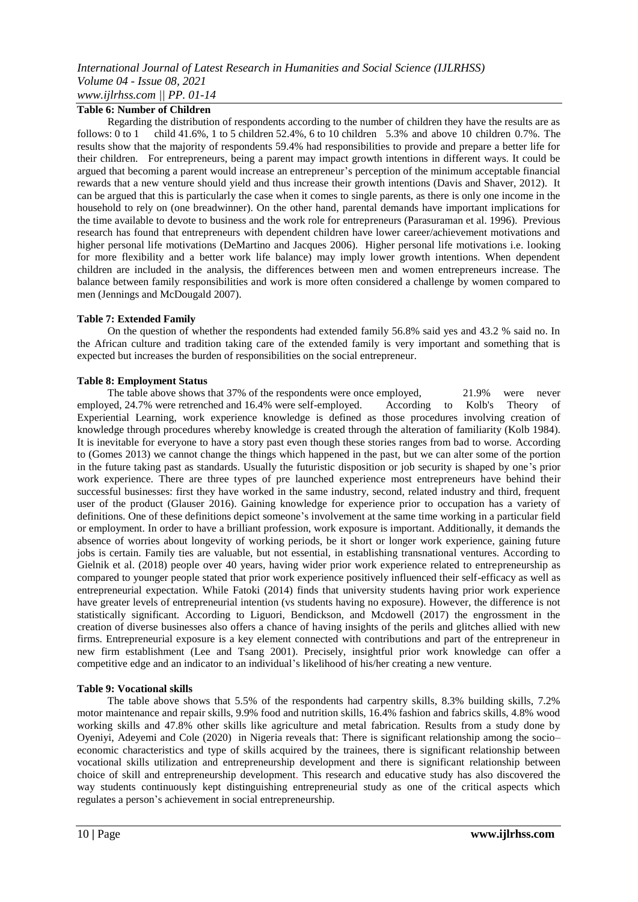**Table 6: Number of Children**

Regarding the distribution of respondents according to the number of children they have the results are as follows: 0 to 1 child 41.6%, 1 to 5 children 52.4%, 6 to 10 children 5.3% and above 10 children 0.7%. The results show that the majority of respondents 59.4% had responsibilities to provide and prepare a better life for their children. For entrepreneurs, being a parent may impact growth intentions in different ways. It could be argued that becoming a parent would increase an entrepreneur's perception of the minimum acceptable financial rewards that a new venture should yield and thus increase their growth intentions (Davis and Shaver, 2012). It can be argued that this is particularly the case when it comes to single parents, as there is only one income in the household to rely on (one breadwinner). On the other hand, parental demands have important implications for the time available to devote to business and the work role for entrepreneurs (Parasuraman et al. 1996). Previous research has found that entrepreneurs with dependent children have lower career/achievement motivations and higher personal life motivations (DeMartino and Jacques 2006). Higher personal life motivations i.e. looking for more flexibility and a better work life balance) may imply lower growth intentions. When dependent children are included in the analysis, the differences between men and women entrepreneurs increase. The balance between family responsibilities and work is more often considered a challenge by women compared to men (Jennings and McDougald 2007).

**Table 7: Extended Family**

On the question of whether the respondents had extended family 56.8% said yes and 43.2 % said no. In the African culture and tradition taking care of the extended family is very important and something that is expected but increases the burden of responsibilities on the social entrepreneur.

**Table 8: Employment Status**

The table above shows that 37% of the respondents were once employed, 21.9% were never employed, 24.7% were retrenched and 16.4% were self-employed. According to Kolb's Theory of Experiential Learning, work experience knowledge is defined as those procedures involving creation of knowledge through procedures whereby knowledge is created through the alteration of familiarity (Kolb 1984). It is inevitable for everyone to have a story past even though these stories ranges from bad to worse. According to (Gomes 2013) we cannot change the things which happened in the past, but we can alter some of the portion in the future taking past as standards. Usually the futuristic disposition or job security is shaped by one's prior work experience. There are three types of pre launched experience most entrepreneurs have behind their successful businesses: first they have worked in the same industry, second, related industry and third, frequent user of the product (Glauser 2016). Gaining knowledge for experience prior to occupation has a variety of definitions. One of these definitions depict someone's involvement at the same time working in a particular field or employment. In order to have a brilliant profession, work exposure is important. Additionally, it demands the absence of worries about longevity of working periods, be it short or longer work experience, gaining future jobs is certain. Family ties are valuable, but not essential, in establishing transnational ventures. According to Gielnik et al. (2018) people over 40 years, having wider prior work experience related to entrepreneurship as compared to younger people stated that prior work experience positively influenced their self-efficacy as well as entrepreneurial expectation. While Fatoki (2014) finds that university students having prior work experience have greater levels of entrepreneurial intention (vs students having no exposure). However, the difference is not statistically significant. According to Liguori, Bendickson, and Mcdowell (2017) the engrossment in the creation of diverse businesses also offers a chance of having insights of the perils and glitches allied with new firms. Entrepreneurial exposure is a key element connected with contributions and part of the entrepreneur in new firm establishment (Lee and Tsang 2001). Precisely, insightful prior work knowledge can offer a competitive edge and an indicator to an individual's likelihood of his/her creating a new venture.

**Table 9: Vocational skills**

The table above shows that 5.5% of the respondents had carpentry skills, 8.3% building skills, 7.2% motor maintenance and repair skills, 9.9% food and nutrition skills, 16.4% fashion and fabrics skills, 4.8% wood working skills and 47.8% other skills like agriculture and metal fabrication. Results from a study done by Oyeniyi, Adeyemi and Cole (2020) in Nigeria reveals that: There is significant relationship among the socio–economic characteristics and type of skills acquired by the trainees, there is significant relationship between vocational skills utilization and entrepreneurship development and there is significant relationship between choice of skill and entrepreneurship development. This research and educative study has also discovered the way students continuously kept distinguishing entrepreneurial study as one of the critical aspects which regulates a person's achievement in social entrepreneurship.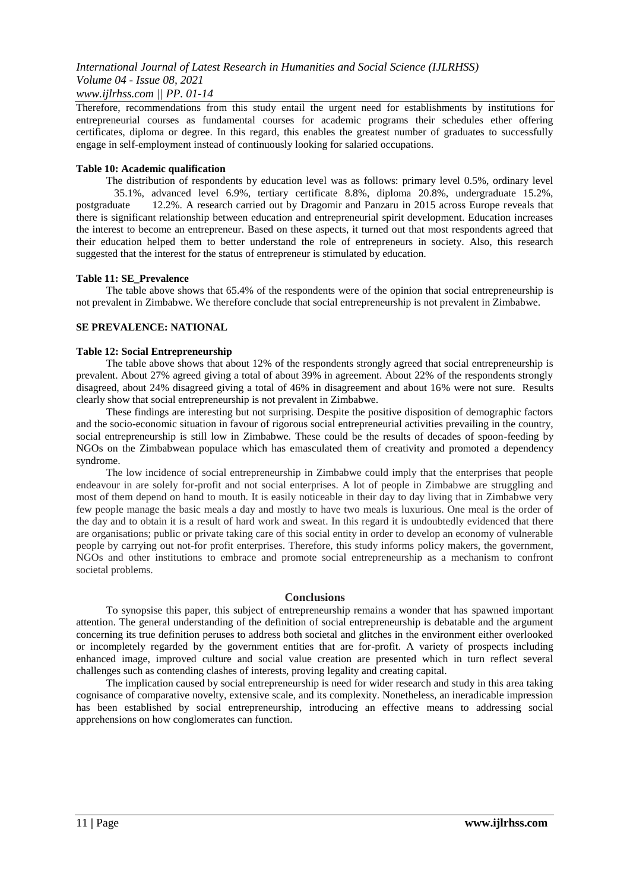Therefore, recommendations from this study entail the urgent need for establishments by institutions for entrepreneurial courses as fundamental courses for academic programs their schedules ether offering certificates, diploma or degree. In this regard, this enables the greatest number of graduates to successfully engage in self-employment instead of continuously looking for salaried occupations.

**Table 10: Academic qualification**

The distribution of respondents by education level was as follows: primary level 0.5%, ordinary level 35.1%, advanced level 6.9%, tertiary certificate 8.8%, diploma 20.8%, undergraduate 15.2%, postgraduate 12.2%. A research carried out by Dragomir and Panzaru in 2015 across Europe reveals that there is significant relationship between education and entrepreneurial spirit development. Education increases the interest to become an entrepreneur. Based on these aspects, it turned out that most respondents agreed that their education helped them to better understand the role of entrepreneurs in society. Also, this research suggested that the interest for the status of entrepreneur is stimulated by education.

**Table 11: SE_Prevalence**

The table above shows that 65.4% of the respondents were of the opinion that social entrepreneurship is not prevalent in Zimbabwe. We therefore conclude that social entrepreneurship is not prevalent in Zimbabwe.

**SE PREVALENCE: NATIONAL**

**Table 12: Social Entrepreneurship**

The table above shows that about 12% of the respondents strongly agreed that social entrepreneurship is prevalent. About 27% agreed giving a total of about 39% in agreement. About 22% of the respondents strongly disagreed, about 24% disagreed giving a total of 46% in disagreement and about 16% were not sure. Results clearly show that social entrepreneurship is not prevalent in Zimbabwe.

These findings are interesting but not surprising. Despite the positive disposition of demographic factors and the socio-economic situation in favour of rigorous social entrepreneurial activities prevailing in the country, social entrepreneurship is still low in Zimbabwe. These could be the results of decades of spoon-feeding by NGOs on the Zimbabwean populace which has emasculated them of creativity and promoted a dependency syndrome.

The low incidence of social entrepreneurship in Zimbabwe could imply that the enterprises that people endeavour in are solely for-profit and not social enterprises. A lot of people in Zimbabwe are struggling and most of them depend on hand to mouth. It is easily noticeable in their day to day living that in Zimbabwe very few people manage the basic meals a day and mostly to have two meals is luxurious. One meal is the order of the day and to obtain it is a result of hard work and sweat. In this regard it is undoubtedly evidenced that there are organisations; public or private taking care of this social entity in order to develop an economy of vulnerable people by carrying out not-for profit enterprises. Therefore, this study informs policy makers, the government, NGOs and other institutions to embrace and promote social entrepreneurship as a mechanism to confront societal problems.

## Conclusions

To synopsise this paper, this subject of entrepreneurship remains a wonder that has spawned important attention. The general understanding of the definition of social entrepreneurship is debatable and the argument concerning its true definition peruses to address both societal and glitches in the environment either overlooked or incompletely regarded by the government entities that are for-profit. A variety of prospects including enhanced image, improved culture and social value creation are presented which in turn reflect several challenges such as contending clashes of interests, proving legality and creating capital.

The implication caused by social entrepreneurship is need for wider research and study in this area taking cognisance of comparative novelty, extensive scale, and its complexity. Nonetheless, an ineradicable impression has been established by social entrepreneurship, introducing an effective means to addressing social apprehensions on how conglomerates can function.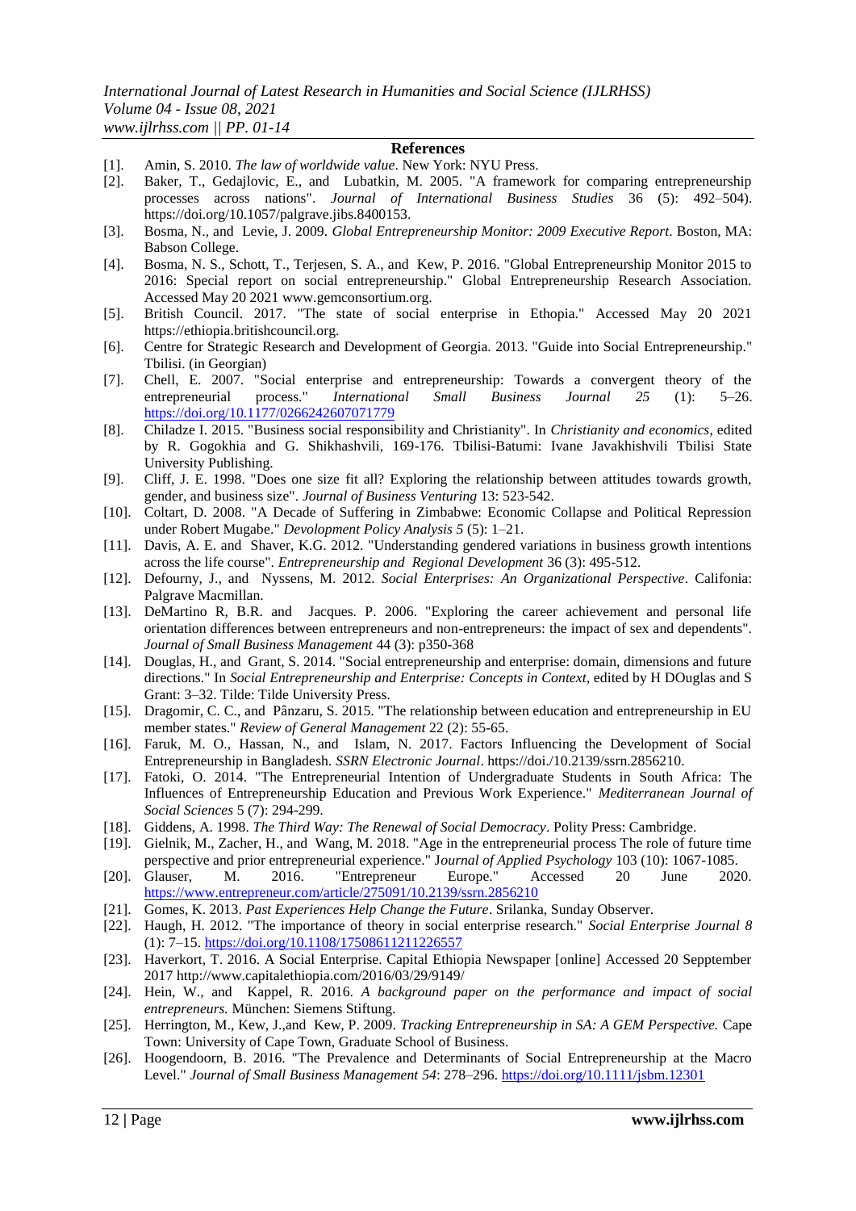## References

[1]. Amin, S. 2010. *The law of worldwide value*. New York: NYU Press.

[2]. Baker, T., Gedajlovic, E., and Lubatkin, M. 2005. "A framework for comparing entrepreneurship processes across nations". *Journal of International Business Studies* 36 (5): 492–504). https://doi.org/10.1057/palgrave.jibs.8400153.

[3]. Bosma, N., and Levie, J. 2009. *Global Entrepreneurship Monitor: 2009 Executive Report*. Boston, MA: Babson College.

[4]. Bosma, N. S., Schott, T., Terjesen, S. A., and Kew, P. 2016. "Global Entrepreneurship Monitor 2015 to 2016: Special report on social entrepreneurship." Global Entrepreneurship Research Association. Accessed May 20 2021 www.gemconsortium.org.

[5]. British Council. 2017. "The state of social enterprise in Ethopia." Accessed May 20 2021 https://ethiopia.britishcouncil.org.

[6]. Centre for Strategic Research and Development of Georgia. 2013. "Guide into Social Entrepreneurship." Tbilisi. (in Georgian)

[7]. Chell, E. 2007. "Social enterprise and entrepreneurship: Towards a convergent theory of the entrepreneurial process." *International Small Business Journal 25* (1): 5–26. https://doi.org/10.1177/0266242607071779

[8]. Chiladze I. 2015. "Business social responsibility and Christianity". In *Christianity and economics*, edited by R. Gogokhia and G. Shikhashvili, 169-176. Tbilisi-Batumi: Ivane Javakhishvili Tbilisi State University Publishing.

[9]. Cliff, J. E. 1998. "Does one size fit all? Exploring the relationship between attitudes towards growth, gender, and business size". *Journal of Business Venturing* 13: 523-542.

[10]. Coltart, D. 2008. "A Decade of Suffering in Zimbabwe: Economic Collapse and Political Repression under Robert Mugabe." *Development Policy Analysis 5* (5): 1–21.

[11]. Davis, A. E. and Shaver, K.G. 2012. "Understanding gendered variations in business growth intentions across the life course". *Entrepreneurship and Regional Development* 36 (3): 495-512.

[12]. Defourny, J., and Nyssens, M. 2012. *Social Enterprises: An Organizational Perspective*. Califonia: Palgrave Macmillan.

[13]. DeMartino R, B.R. and Jacques. P. 2006. "Exploring the career achievement and personal life orientation differences between entrepreneurs and non-entrepreneurs: the impact of sex and dependents". *Journal of Small Business Management* 44 (3): p350-368

[14]. Douglas, H., and Grant, S. 2014. "Social entrepreneurship and enterprise: domain, dimensions and future directions." In *Social Entrepreneurship and Enterprise: Concepts in Context*, edited by H DOuglas and S Grant: 3–32. Tilde: Tilde University Press.

[15]. Dragomir, C. C., and Pânzaru, S. 2015. "The relationship between education and entrepreneurship in EU member states." *Review of General Management* 22 (2): 55-65.

[16]. Faruk, M. O., Hassan, N., and Islam, N. 2017. Factors Influencing the Development of Social Entrepreneurship in Bangladesh. *SSRN Electronic Journal*. https://doi./10.2139/ssrn.2856210.

[17]. Fatoki, O. 2014. "The Entrepreneurial Intention of Undergraduate Students in South Africa: The Influences of Entrepreneurship Education and Previous Work Experience." *Mediterranean Journal of Social Sciences* 5 (7): 294-299.

[18]. Giddens, A. 1998. *The Third Way: The Renewal of Social Democracy*. Polity Press: Cambridge.

[19]. Gielnik, M., Zacher, H., and Wang, M. 2018. "Age in the entrepreneurial process The role of future time perspective and prior entrepreneurial experience." *Journal of Applied Psychology* 103 (10): 1067-1085.

[20]. Glauser, M. 2016. "Entrepreneur Europe." Accessed 20 June 2020. https://www.entrepreneur.com/article/275091/10.2139/ssrn.2856210

[21]. Gomes, K. 2013. *Past Experiences Help Change the Future*. Srilanka, Sunday Observer.

[22]. Haugh, H. 2012. "The importance of theory in social enterprise research." *Social Enterprise Journal 8* (1): 7–15. https://doi.org/10.1108/17508611211226557

[23]. Haverkort, T. 2016. A Social Enterprise. Capital Ethiopia Newspaper [online] Accessed 20 Sepptember 2017 http://www.capitalethiopia.com/2016/03/29/9149/

[24]. Hein, W., and Kappel, R. 2016. *A background paper on the performance and impact of social entrepreneurs.* München: Siemens Stiftung.

[25]. Herrington, M., Kew, J.,and Kew, P. 2009. *Tracking Entrepreneurship in SA: A GEM Perspective.* Cape Town: University of Cape Town, Graduate School of Business.

[26]. Hoogendoorn, B. 2016. "The Prevalence and Determinants of Social Entrepreneurship at the Macro Level." *Journal of Small Business Management 54*: 278–296. https://doi.org/10.1111/jsbm.12301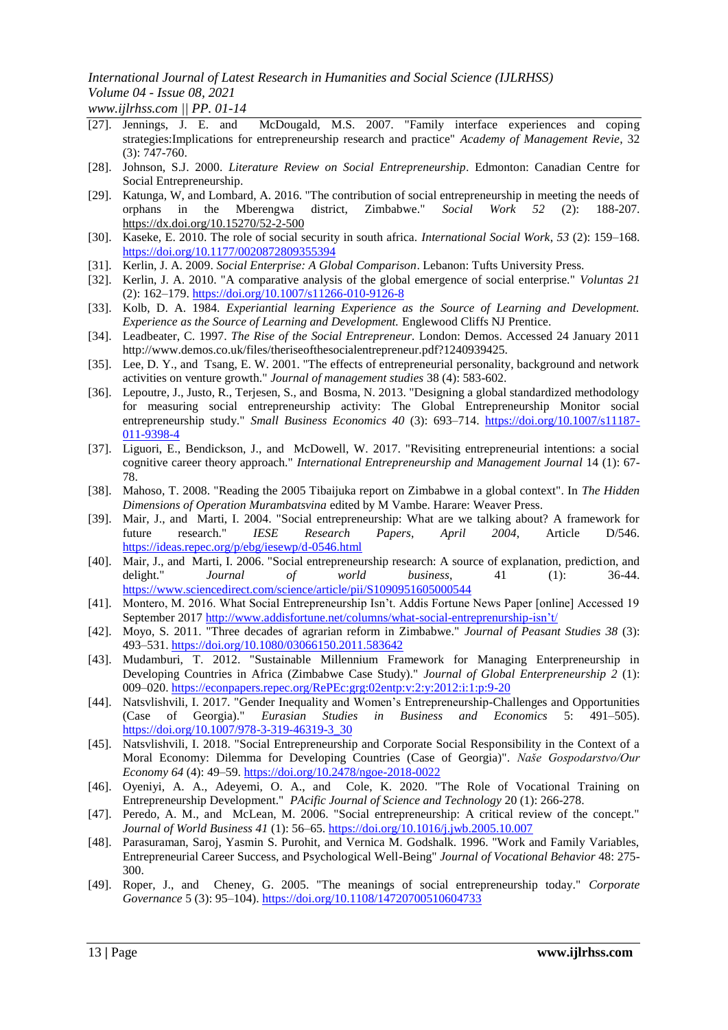[27]. Jennings, J. E. and McDougald, M.S. 2007. "Family interface experiences and coping strategies:Implications for entrepreneurship research and practice" *Academy of Management Revie*, 32 (3): 747-760.

[28]. Johnson, S.J. 2000. *Literature Review on Social Entrepreneurship*. Edmonton: Canadian Centre for Social Entrepreneurship.

[29]. Katunga, W, and Lombard, A. 2016. "The contribution of social entrepreneurship in meeting the needs of orphans in the Mberengwa district, Zimbabwe." *Social Work 52* (2): 188-207. https://dx.doi.org/10.15270/52-2-500

[30]. Kaseke, E. 2010. The role of social security in south africa. *International Social Work, 53* (2): 159–168. https://doi.org/10.1177/0020872809355394

[31]. Kerlin, J. A. 2009. *Social Enterprise: A Global Comparison*. Lebanon: Tufts University Press.

[32]. Kerlin, J. A. 2010. "A comparative analysis of the global emergence of social enterprise." *Voluntas 21* (2): 162–179. https://doi.org/10.1007/s11266-010-9126-8

[33]. Kolb, D. A. 1984. *Experiantial learning Experience as the Source of Learning and Development. Experience as the Source of Learning and Development.* Englewood Cliffs NJ Prentice.

[34]. Leadbeater, C. 1997. *The Rise of the Social Entrepreneur.* London: Demos. Accessed 24 January 2011 http://www.demos.co.uk/files/theriseofthesocialentrepreneur.pdf?1240939425.

[35]. Lee, D. Y., and Tsang, E. W. 2001. "The effects of entrepreneurial personality, background and network activities on venture growth." *Journal of management studies* 38 (4): 583-602.

[36]. Lepoutre, J., Justo, R., Terjesen, S., and Bosma, N. 2013. "Designing a global standardized methodology for measuring social entrepreneurship activity: The Global Entrepreneurship Monitor social entrepreneurship study." *Small Business Economics 40* (3): 693–714. https://doi.org/10.1007/s11187-011-9398-4

[37]. Liguori, E., Bendickson, J., and McDowell, W. 2017. "Revisiting entrepreneurial intentions: a social cognitive career theory approach." *International Entrepreneurship and Management Journal* 14 (1): 67-78.

[38]. Mahoso, T. 2008. "Reading the 2005 Tibaijuka report on Zimbabwe in a global context". In *The Hidden Dimensions of Operation Murambatsvina* edited by M Vambe. Harare: Weaver Press.

[39]. Mair, J., and Marti, I. 2004. "Social entrepreneurship: What are we talking about? A framework for future research." *IESE Research Papers, April 2004*, Article D/546. https://ideas.repec.org/p/ebg/iesewp/d-0546.html

[40]. Mair, J., and Marti, I. 2006. "Social entrepreneurship research: A source of explanation, prediction, and delight." *Journal of world business*, 41 (1): 36-44. https://www.sciencedirect.com/science/article/pii/S1090951605000544

[41]. Montero, M. 2016. What Social Entrepreneurship Isn't. Addis Fortune News Paper [online] Accessed 19 September 2017 http://www.addisfortune.net/columns/what-social-entreprenurship-isn't/

[42]. Moyo, S. 2011. "Three decades of agrarian reform in Zimbabwe." *Journal of Peasant Studies 38* (3): 493–531. https://doi.org/10.1080/03066150.2011.583642

[43]. Mudamburi, T. 2012. "Sustainable Millennium Framework for Managing Enterpreneurship in Developing Countries in Africa (Zimbabwe Case Study)." *Journal of Global Enterpreneurship 2* (1): 009–020. https://econpapers.repec.org/RePEc:grg:02entp:v:2:y:2012:i:1:p:9-20

[44]. Natsvlishvili, I. 2017. "Gender Inequality and Women's Entrepreneurship-Challenges and Opportunities (Case of Georgia)." *Eurasian Studies in Business and Economics* 5: 491–505). https://doi.org/10.1007/978-3-319-46319-3_30

[45]. Natsvlishvili, I. 2018. "Social Entrepreneurship and Corporate Social Responsibility in the Context of a Moral Economy: Dilemma for Developing Countries (Case of Georgia)". *Naše Gospodarstvo/Our Economy 64* (4): 49–59. https://doi.org/10.2478/ngoe-2018-0022

[46]. Oyeniyi, A. A., Adeyemi, O. A., and Cole, K. 2020. "The Role of Vocational Training on Entrepreneurship Development." *PAcific Journal of Science and Technology* 20 (1): 266-278.

[47]. Peredo, A. M., and McLean, M. 2006. "Social entrepreneurship: A critical review of the concept." *Journal of World Business 41* (1): 56–65. https://doi.org/10.1016/j.jwb.2005.10.007

[48]. Parasuraman, Saroj, Yasmin S. Purohit, and Vernica M. Godshalk. 1996. "Work and Family Variables, Entrepreneurial Career Success, and Psychological Well-Being" *Journal of Vocational Behavior* 48: 275-300.

[49]. Roper, J., and Cheney, G. 2005. "The meanings of social entrepreneurship today." *Corporate Governance* 5 (3): 95–104). https://doi.org/10.1108/14720700510604733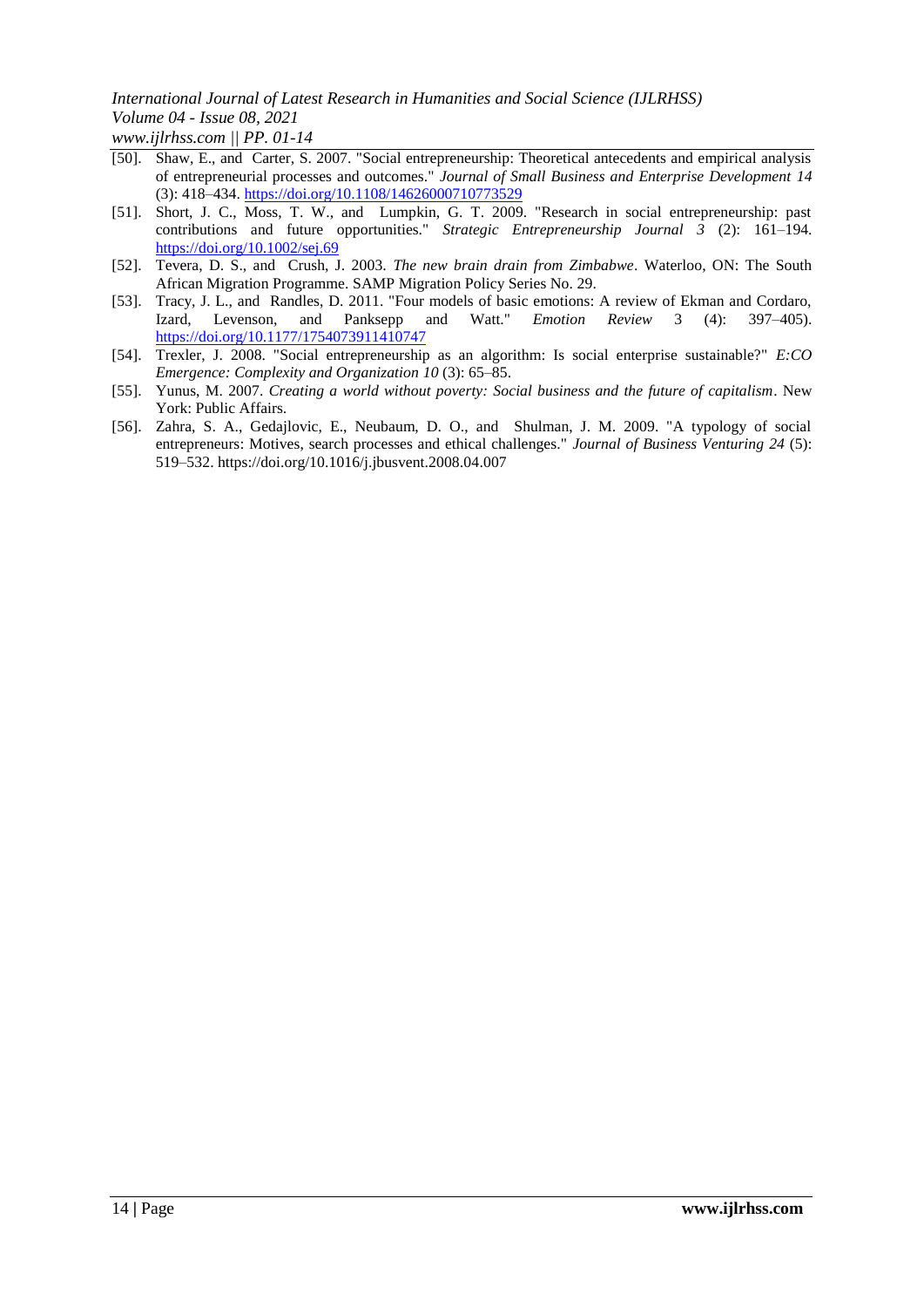[50]. Shaw, E., and Carter, S. 2007. "Social entrepreneurship: Theoretical antecedents and empirical analysis of entrepreneurial processes and outcomes." *Journal of Small Business and Enterprise Development 14* (3): 418–434. https://doi.org/10.1108/14626000710773529

[51]. Short, J. C., Moss, T. W., and Lumpkin, G. T. 2009. "Research in social entrepreneurship: past contributions and future opportunities." *Strategic Entrepreneurship Journal 3* (2): 161–194. https://doi.org/10.1002/sej.69

[52]. Tevera, D. S., and Crush, J. 2003. *The new brain drain from Zimbabwe*. Waterloo, ON: The South African Migration Programme. SAMP Migration Policy Series No. 29.

[53]. Tracy, J. L., and Randles, D. 2011. "Four models of basic emotions: A review of Ekman and Cordaro, Izard, Levenson, and Panksepp and Watt." *Emotion Review* 3 (4): 397–405). https://doi.org/10.1177/1754073911410747

[54]. Trexler, J. 2008. "Social entrepreneurship as an algorithm: Is social enterprise sustainable?" *E:CO Emergence: Complexity and Organization 10* (3): 65–85.

[55]. Yunus, M. 2007. *Creating a world without poverty: Social business and the future of capitalism*. New York: Public Affairs.

[56]. Zahra, S. A., Gedajlovic, E., Neubaum, D. O., and Shulman, J. M. 2009. "A typology of social entrepreneurs: Motives, search processes and ethical challenges." *Journal of Business Venturing 24* (5): 519–532. https://doi.org/10.1016/j.jbusvent.2008.04.007